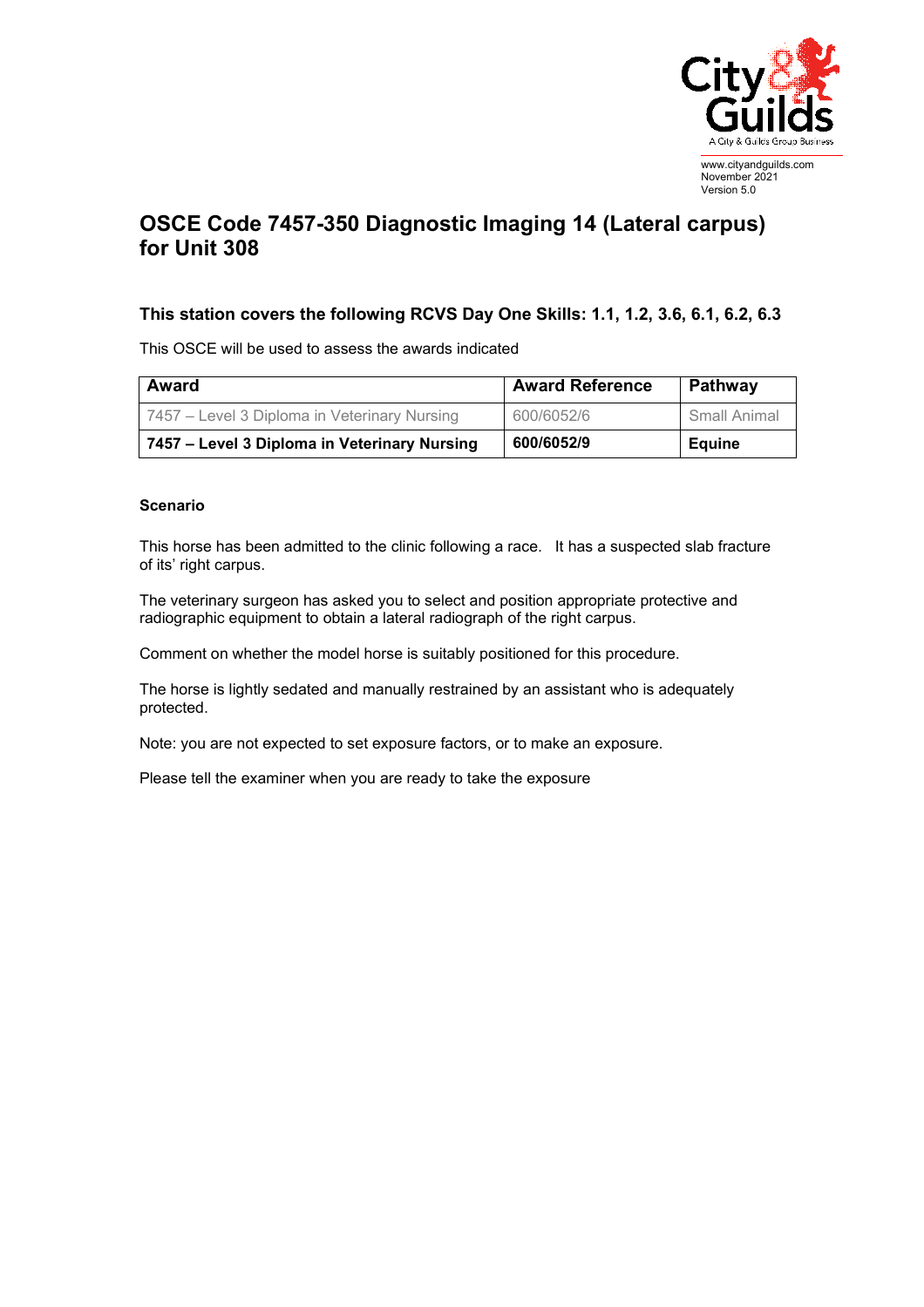www.cityandguilds.com
November 2021
Version 5.0

# OSCE Code 7457-350 Diagnostic Imaging 14 (Lateral carpus) for Unit 308

### This station covers the following RCVS Day One Skills: 1.1, 1.2, 3.6, 6.1, 6.2, 6.3

This OSCE will be used to assess the awards indicated

| Award | Award Reference | Pathway |
|---|---|---|
| 7457 – Level 3 Diploma in Veterinary Nursing | 600/6052/6 | Small Animal |
| **7457 – Level 3 Diploma in Veterinary Nursing** | **600/6052/9** | **Equine** |

**Scenario**

This horse has been admitted to the clinic following a race. It has a suspected slab fracture of its' right carpus.

The veterinary surgeon has asked you to select and position appropriate protective and radiographic equipment to obtain a lateral radiograph of the right carpus.

Comment on whether the model horse is suitably positioned for this procedure.

The horse is lightly sedated and manually restrained by an assistant who is adequately protected.

Note: you are not expected to set exposure factors, or to make an exposure.

Please tell the examiner when you are ready to take the exposure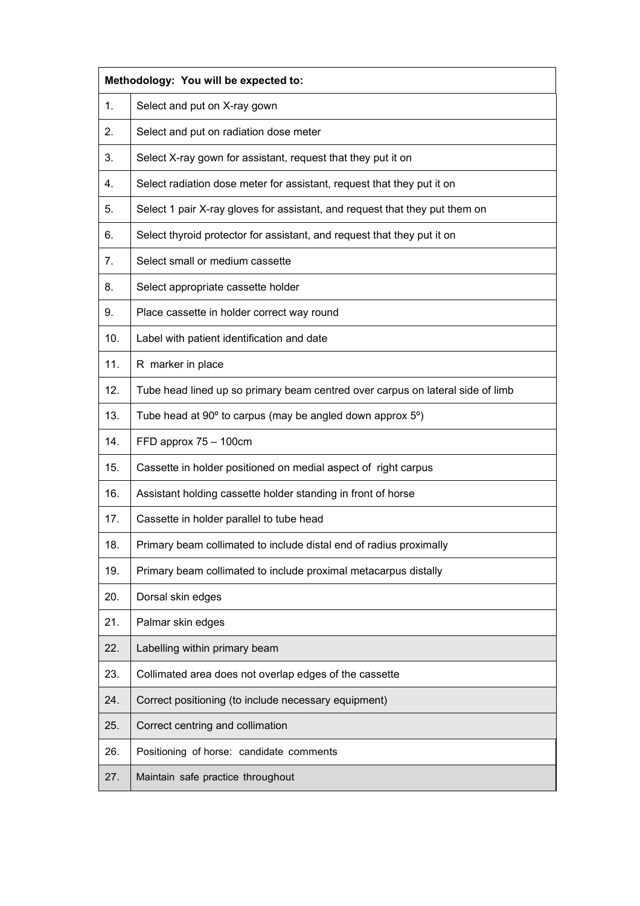| Methodology: You will be expected to: | |
|---|---|
| 1. | Select and put on X-ray gown |
| 2. | Select and put on radiation dose meter |
| 3. | Select X-ray gown for assistant, request that they put it on |
| 4. | Select radiation dose meter for assistant, request that they put it on |
| 5. | Select 1 pair X-ray gloves for assistant, and request that they put them on |
| 6. | Select thyroid protector for assistant, and request that they put it on |
| 7. | Select small or medium cassette |
| 8. | Select appropriate cassette holder |
| 9. | Place cassette in holder correct way round |
| 10. | Label with patient identification and date |
| 11. | R marker in place |
| 12. | Tube head lined up so primary beam centred over carpus on lateral side of limb |
| 13. | Tube head at 90º to carpus (may be angled down approx 5º) |
| 14. | FFD approx 75 – 100cm |
| 15. | Cassette in holder positioned on medial aspect of right carpus |
| 16. | Assistant holding cassette holder standing in front of horse |
| 17. | Cassette in holder parallel to tube head |
| 18. | Primary beam collimated to include distal end of radius proximally |
| 19. | Primary beam collimated to include proximal metacarpus distally |
| 20. | Dorsal skin edges |
| 21. | Palmar skin edges |
| 22. | Labelling within primary beam |
| 23. | Collimated area does not overlap edges of the cassette |
| 24. | Correct positioning (to include necessary equipment) |
| 25. | Correct centring and collimation |
| 26. | Positioning of horse: candidate comments |
| 27. | Maintain safe practice throughout |